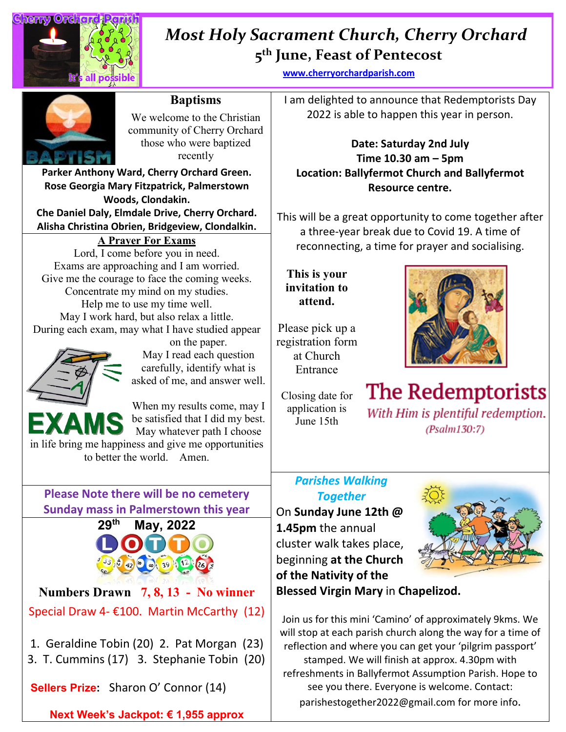# Most Holy Sacrament Church, Cherry Orchard

## 5th June, Feast of Pentecost

www.cherryorchardparish.com

## Baptisms

We welcome to the Christian community of Cherry Orchard those who were baptized recently

**Parker Anthony Ward, Cherry Orchard Green.**
**Rose Georgia Mary Fitzpatrick, Palmerstown Woods, Clondakin.**
**Che Daniel Daly, Elmdale Drive, Cherry Orchard.**
**Alisha Christina Obrien, Bridgeview, Clondalkin.**

### A Prayer For Exams

Lord, I come before you in need.
Exams are approaching and I am worried.
Give me the courage to face the coming weeks.
Concentrate my mind on my studies.
Help me to use my time well.
May I work hard, but also relax a little.
During each exam, may what I have studied appear on the paper.
May I read each question carefully, identify what is asked of me, and answer well.

When my results come, may I be satisfied that I did my best.
May whatever path I choose in life bring me happiness and give me opportunities to better the world. Amen.

**Please Note there will be no cemetery Sunday mass in Palmerstown this year**

## 29th May, 2022 LOTTO

**Numbers Drawn 7, 8, 13 - No winner**

Special Draw 4- €100. Martin McCarthy (12)

1. Geraldine Tobin (20) 2. Pat Morgan (23)
3. T. Cummins (17) 3. Stephanie Tobin (20)

**Sellers Prize**: Sharon O' Connor (14)

**Next Week's Jackpot: € 1,955 approx**

I am delighted to announce that Redemptorists Day 2022 is able to happen this year in person.

**Date: Saturday 2nd July**
**Time 10.30 am – 5pm**
**Location: Ballyfermot Church and Ballyfermot Resource centre.**

This will be a great opportunity to come together after a three-year break due to Covid 19. A time of reconnecting, a time for prayer and socialising.

**This is your invitation to attend.**

Please pick up a registration form at Church Entrance

Closing date for application is June 15th

**The Redemptorists**
*With Him is plentiful redemption.*
*(Psalm130:7)*

### *Parishes Walking Together*

On **Sunday June 12th @ 1.45pm** the annual cluster walk takes place, beginning **at the Church of the Nativity of the Blessed Virgin Mary** in **Chapelizod.**

Join us for this mini 'Camino' of approximately 9kms. We will stop at each parish church along the way for a time of reflection and where you can get your 'pilgrim passport' stamped. We will finish at approx. 4.30pm with refreshments in Ballyfermot Assumption Parish. Hope to see you there. Everyone is welcome. Contact: parishestogether2022@gmail.com for more info.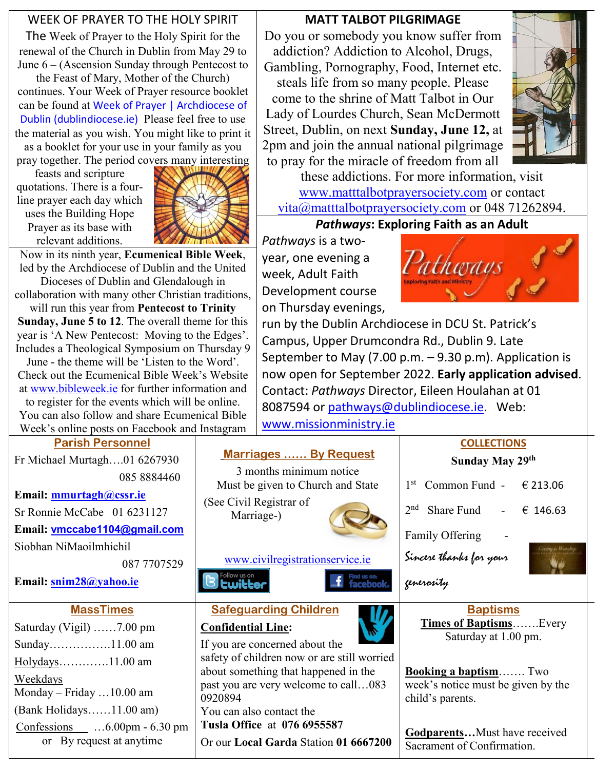## WEEK OF PRAYER TO THE HOLY SPIRIT

The Week of Prayer to the Holy Spirit for the renewal of the Church in Dublin from May 29 to June 6 – (Ascension Sunday through Pentecost to the Feast of Mary, Mother of the Church) continues. Your Week of Prayer resource booklet can be found at Week of Prayer | Archdiocese of Dublin (dublindiocese.ie) Please feel free to use the material as you wish. You might like to print it as a booklet for your use in your family as you pray together. The period covers many interesting feasts and scripture quotations. There is a four-line prayer each day which uses the Building Hope Prayer as its base with relevant additions.

Now in its ninth year, **Ecumenical Bible Week**, led by the Archdiocese of Dublin and the United Dioceses of Dublin and Glendalough in collaboration with many other Christian traditions, will run this year from **Pentecost to Trinity Sunday, June 5 to 12**. The overall theme for this year is 'A New Pentecost: Moving to the Edges'. Includes a Theological Symposium on Thursday 9 June - the theme will be 'Listen to the Word'. Check out the Ecumenical Bible Week's Website at www.bibleweek.ie for further information and to register for the events which will be online. You can also follow and share Ecumenical Bible Week's online posts on Facebook and Instagram

## MATT TALBOT PILGRIMAGE

Do you or somebody you know suffer from addiction? Addiction to Alcohol, Drugs, Gambling, Pornography, Food, Internet etc. steals life from so many people. Please come to the shrine of Matt Talbot in Our Lady of Lourdes Church, Sean McDermott Street, Dublin, on next **Sunday, June 12,** at 2pm and join the annual national pilgrimage to pray for the miracle of freedom from all these addictions. For more information, visit www.matttalbotprayersociety.com or contact vita@matttalbotprayersociety.com or 048 71262894.

## *Pathways*: Exploring Faith as an Adult

*Pathways* is a two-year, one evening a week, Adult Faith Development course on Thursday evenings, run by the Dublin Archdiocese in DCU St. Patrick's Campus, Upper Drumcondra Rd., Dublin 9. Late September to May (7.00 p.m. – 9.30 p.m). Application is now open for September 2022. **Early application advised**. Contact: *Pathways* Director, Eileen Houlahan at 01 8087594 or pathways@dublindiocese.ie. Web: www.missionministry.ie

## Parish Personnel

Fr Michael Murtagh….01 6267930
085 8884460

**Email: mmurtagh@cssr.ie**

Sr Ronnie McCabe 01 6231127

**Email: vmccabe1104@gmail.com**

Siobhan NiMaoilmhichil
087 7707529

**Email: snim28@yahoo.ie**

## Marriages …… By Request

3 months minimum notice
Must be given to Church and State
(See Civil Registrar of Marriage-)

www.civilregistrationservice.ie

Follow us on twitter | Find us on facebook

## COLLECTIONS

**Sunday May 29th**

1st Common Fund - € 213.06

2nd Share Fund - € 146.63

Family Offering -

*Sincere thanks for your generosity*

## MassTimes

Saturday (Vigil) ……7.00 pm

Sunday…………….11.00 am

Holydays………….11.00 am

Weekdays
Monday – Friday …10.00 am

(Bank Holidays……11.00 am)

Confessions …6.00pm - 6.30 pm
or By request at anytime

## Safeguarding Children

**Confidential Line:**

If you are concerned about the safety of children now or are still worried about something that happened in the past you are very welcome to call…083 0920894

You can also contact the **Tusla Office** at **076 6955587**

Or our **Local Garda** Station **01 6667200**

## Baptisms

**Times of Baptisms**…….Every Saturday at 1.00 pm.

**Booking a baptism**……. Two week's notice must be given by the child's parents.

**Godparents…**Must have received Sacrament of Confirmation.